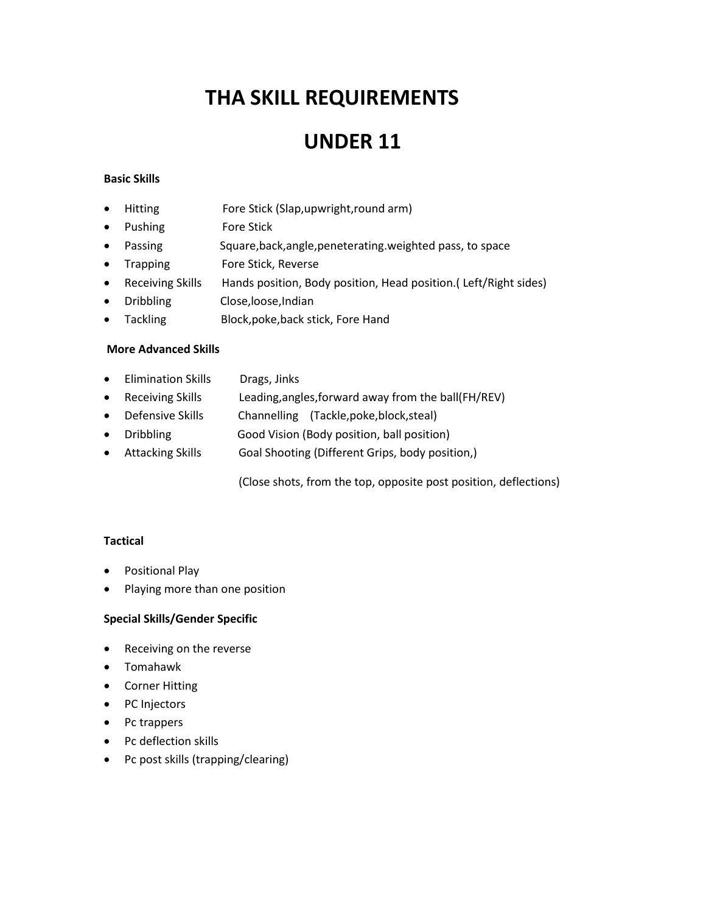# THA SKILL REQUIREMENTS

# UNDER 11

**Basic Skills**

- Hitting Fore Stick (Slap,upwright,round arm)
- Pushing Fore Stick
- Passing Square,back,angle,peneterating.weighted pass, to space
- Trapping Fore Stick, Reverse
- Receiving Skills Hands position, Body position, Head position.( Left/Right sides)
- Dribbling Close,loose,Indian
- Tackling Block,poke,back stick, Fore Hand

**More Advanced Skills**

- Elimination Skills Drags, Jinks
- Receiving Skills Leading,angles,forward away from the ball(FH/REV)
- Defensive Skills Channelling (Tackle,poke,block,steal)
- Dribbling Good Vision (Body position, ball position)
- Attacking Skills Goal Shooting (Different Grips, body position,)

  (Close shots, from the top, opposite post position, deflections)

**Tactical**

- Positional Play
- Playing more than one position

**Special Skills/Gender Specific**

- Receiving on the reverse
- Tomahawk
- Corner Hitting
- PC Injectors
- Pc trappers
- Pc deflection skills
- Pc post skills (trapping/clearing)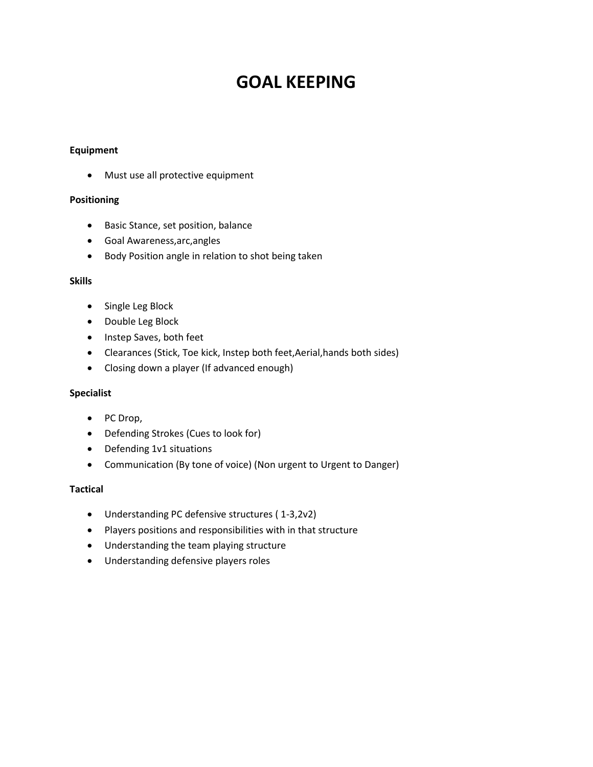# GOAL KEEPING

**Equipment**

- Must use all protective equipment

**Positioning**

- Basic Stance, set position, balance
- Goal Awareness,arc,angles
- Body Position angle in relation to shot being taken

**Skills**

- Single Leg Block
- Double Leg Block
- Instep Saves, both feet
- Clearances (Stick, Toe kick, Instep both feet,Aerial,hands both sides)
- Closing down a player (If advanced enough)

**Specialist**

- PC Drop,
- Defending Strokes (Cues to look for)
- Defending 1v1 situations
- Communication (By tone of voice) (Non urgent to Urgent to Danger)

**Tactical**

- Understanding PC defensive structures ( 1-3,2v2)
- Players positions and responsibilities with in that structure
- Understanding the team playing structure
- Understanding defensive players roles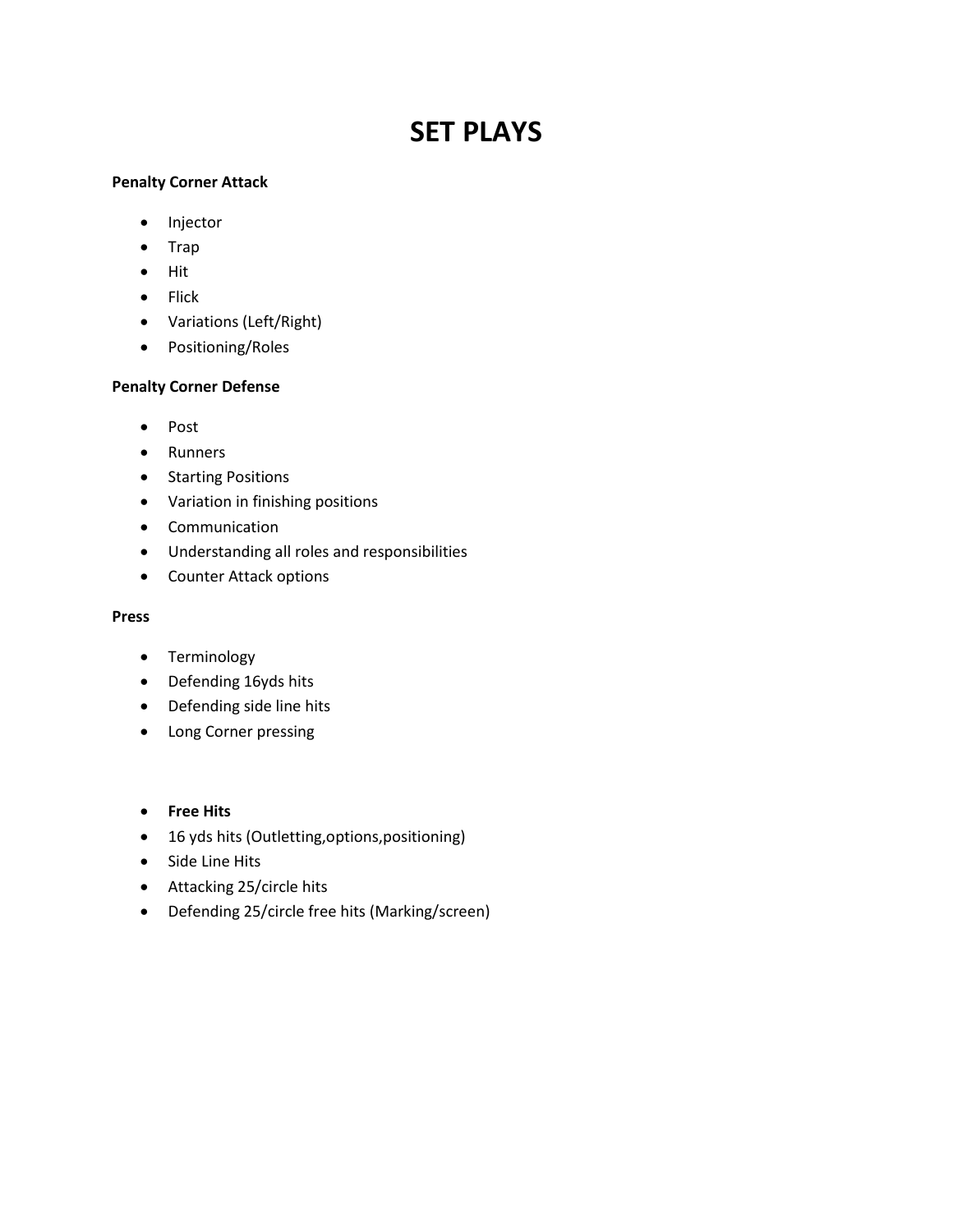# SET PLAYS

**Penalty Corner Attack**

- Injector
- Trap
- Hit
- Flick
- Variations (Left/Right)
- Positioning/Roles

**Penalty Corner Defense**

- Post
- Runners
- Starting Positions
- Variation in finishing positions
- Communication
- Understanding all roles and responsibilities
- Counter Attack options

**Press**

- Terminology
- Defending 16yds hits
- Defending side line hits
- Long Corner pressing

- **Free Hits**
- 16 yds hits (Outletting,options,positioning)
- Side Line Hits
- Attacking 25/circle hits
- Defending 25/circle free hits (Marking/screen)